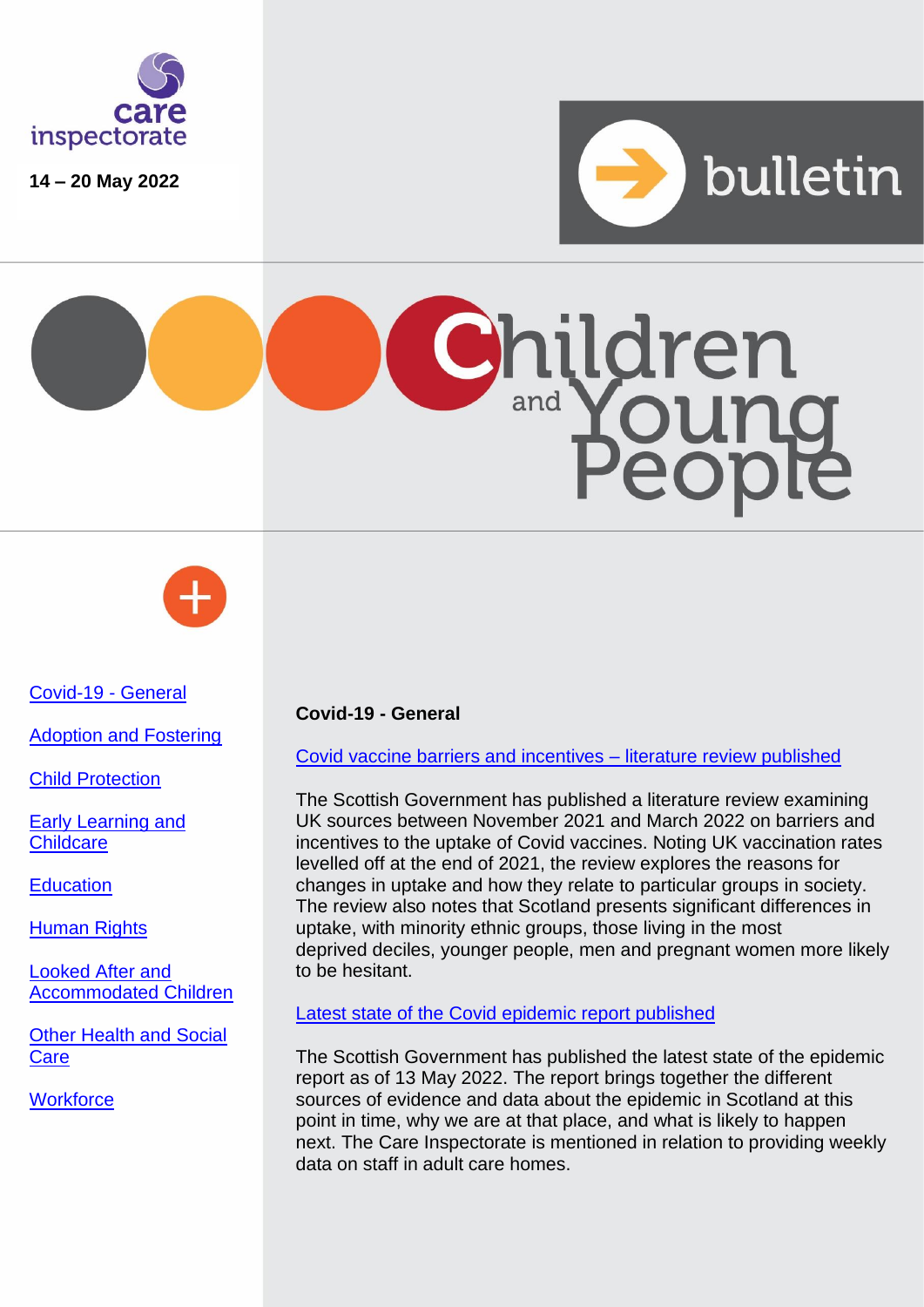care inspectorate

14 – 20 May 2022

bulletin

# Children and Young People

- Covid-19 - General
- Adoption and Fostering
- Child Protection
- Early Learning and Childcare
- Education
- Human Rights
- Looked After and Accommodated Children
- Other Health and Social Care
- Workforce

## Covid-19 - General

### Covid vaccine barriers and incentives – literature review published

The Scottish Government has published a literature review examining UK sources between November 2021 and March 2022 on barriers and incentives to the uptake of Covid vaccines. Noting UK vaccination rates levelled off at the end of 2021, the review explores the reasons for changes in uptake and how they relate to particular groups in society. The review also notes that Scotland presents significant differences in uptake, with minority ethnic groups, those living in the most deprived deciles, younger people, men and pregnant women more likely to be hesitant.

### Latest state of the Covid epidemic report published

The Scottish Government has published the latest state of the epidemic report as of 13 May 2022. The report brings together the different sources of evidence and data about the epidemic in Scotland at this point in time, why we are at that place, and what is likely to happen next. The Care Inspectorate is mentioned in relation to providing weekly data on staff in adult care homes.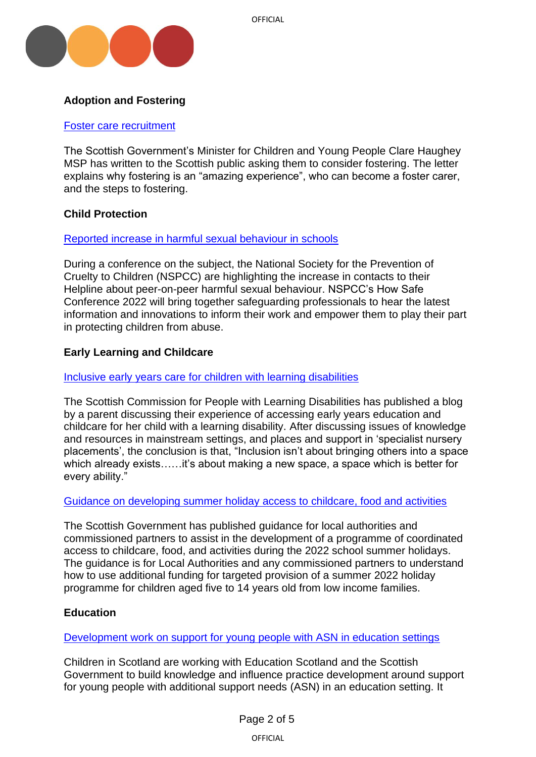**Adoption and Fostering**

[Foster care recruitment]

The Scottish Government's Minister for Children and Young People Clare Haughey MSP has written to the Scottish public asking them to consider fostering. The letter explains why fostering is an "amazing experience", who can become a foster carer, and the steps to fostering.

**Child Protection**

[Reported increase in harmful sexual behaviour in schools]

During a conference on the subject, the National Society for the Prevention of Cruelty to Children (NSPCC) are highlighting the increase in contacts to their Helpline about peer-on-peer harmful sexual behaviour. NSPCC's How Safe Conference 2022 will bring together safeguarding professionals to hear the latest information and innovations to inform their work and empower them to play their part in protecting children from abuse.

**Early Learning and Childcare**

[Inclusive early years care for children with learning disabilities]

The Scottish Commission for People with Learning Disabilities has published a blog by a parent discussing their experience of accessing early years education and childcare for her child with a learning disability. After discussing issues of knowledge and resources in mainstream settings, and places and support in 'specialist nursery placements', the conclusion is that, "Inclusion isn't about bringing others into a space which already exists……it's about making a new space, a space which is better for every ability."

[Guidance on developing summer holiday access to childcare, food and activities]

The Scottish Government has published guidance for local authorities and commissioned partners to assist in the development of a programme of coordinated access to childcare, food, and activities during the 2022 school summer holidays. The guidance is for Local Authorities and any commissioned partners to understand how to use additional funding for targeted provision of a summer 2022 holiday programme for children aged five to 14 years old from low income families.

**Education**

[Development work on support for young people with ASN in education settings]

Children in Scotland are working with Education Scotland and the Scottish Government to build knowledge and influence practice development around support for young people with additional support needs (ASN) in an education setting. It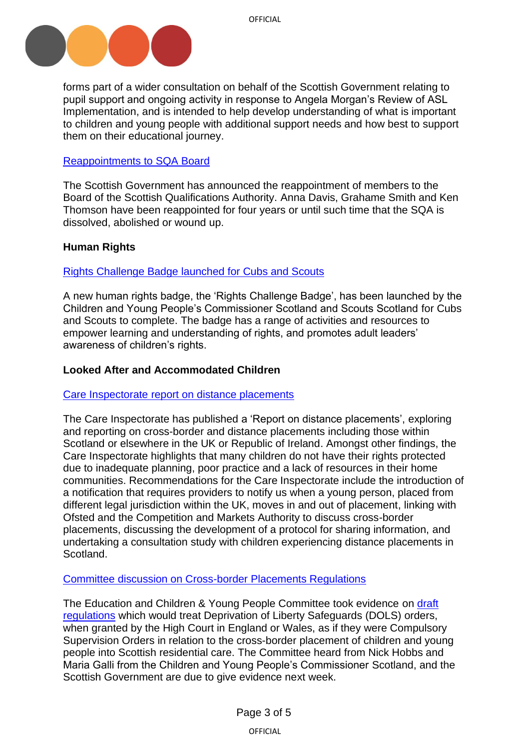forms part of a wider consultation on behalf of the Scottish Government relating to pupil support and ongoing activity in response to Angela Morgan's Review of ASL Implementation, and is intended to help develop understanding of what is important to children and young people with additional support needs and how best to support them on their educational journey.

[Reappointments to SQA Board]

The Scottish Government has announced the reappointment of members to the Board of the Scottish Qualifications Authority. Anna Davis, Grahame Smith and Ken Thomson have been reappointed for four years or until such time that the SQA is dissolved, abolished or wound up.

**Human Rights**

[Rights Challenge Badge launched for Cubs and Scouts]

A new human rights badge, the 'Rights Challenge Badge', has been launched by the Children and Young People's Commissioner Scotland and Scouts Scotland for Cubs and Scouts to complete. The badge has a range of activities and resources to empower learning and understanding of rights, and promotes adult leaders' awareness of children's rights.

**Looked After and Accommodated Children**

[Care Inspectorate report on distance placements]

The Care Inspectorate has published a 'Report on distance placements', exploring and reporting on cross-border and distance placements including those within Scotland or elsewhere in the UK or Republic of Ireland. Amongst other findings, the Care Inspectorate highlights that many children do not have their rights protected due to inadequate planning, poor practice and a lack of resources in their home communities. Recommendations for the Care Inspectorate include the introduction of a notification that requires providers to notify us when a young person, placed from different legal jurisdiction within the UK, moves in and out of placement, linking with Ofsted and the Competition and Markets Authority to discuss cross-border placements, discussing the development of a protocol for sharing information, and undertaking a consultation study with children experiencing distance placements in Scotland.

[Committee discussion on Cross-border Placements Regulations]

The Education and Children & Young People Committee took evidence on [draft regulations] which would treat Deprivation of Liberty Safeguards (DOLS) orders, when granted by the High Court in England or Wales, as if they were Compulsory Supervision Orders in relation to the cross-border placement of children and young people into Scottish residential care. The Committee heard from Nick Hobbs and Maria Galli from the Children and Young People's Commissioner Scotland, and the Scottish Government are due to give evidence next week.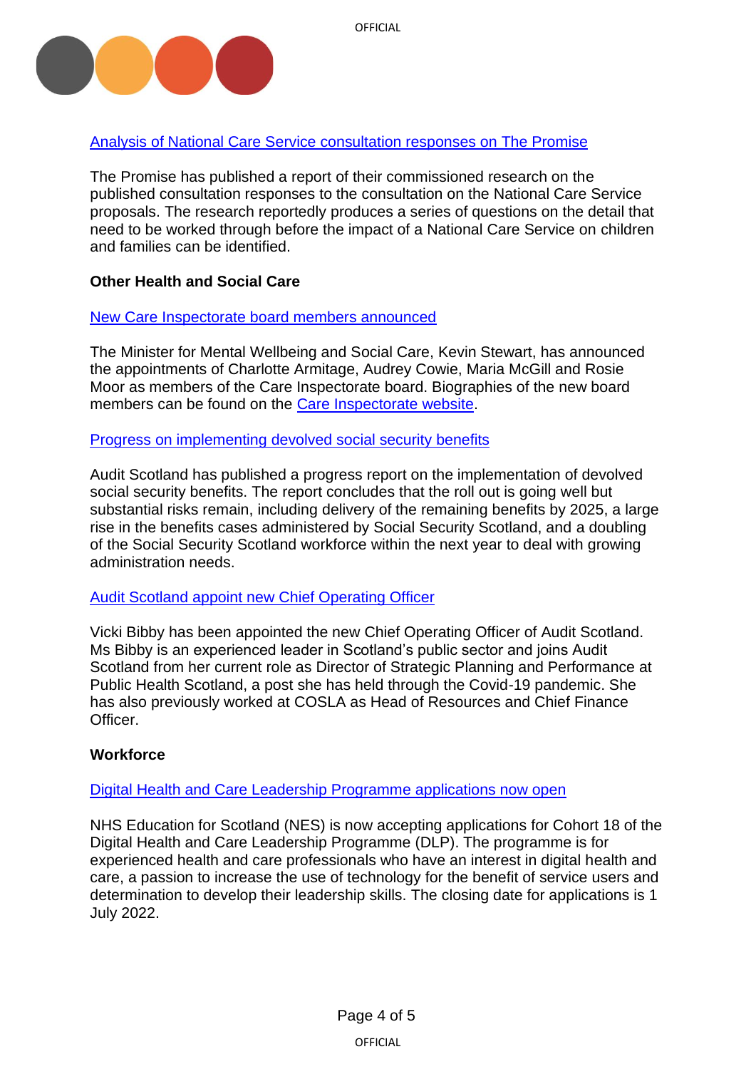[Analysis of National Care Service consultation responses on The Promise]

The Promise has published a report of their commissioned research on the published consultation responses to the consultation on the National Care Service proposals. The research reportedly produces a series of questions on the detail that need to be worked through before the impact of a National Care Service on children and families can be identified.

**Other Health and Social Care**

[New Care Inspectorate board members announced]

The Minister for Mental Wellbeing and Social Care, Kevin Stewart, has announced the appointments of Charlotte Armitage, Audrey Cowie, Maria McGill and Rosie Moor as members of the Care Inspectorate board. Biographies of the new board members can be found on the [Care Inspectorate website].

[Progress on implementing devolved social security benefits]

Audit Scotland has published a progress report on the implementation of devolved social security benefits. The report concludes that the roll out is going well but substantial risks remain, including delivery of the remaining benefits by 2025, a large rise in the benefits cases administered by Social Security Scotland, and a doubling of the Social Security Scotland workforce within the next year to deal with growing administration needs.

[Audit Scotland appoint new Chief Operating Officer]

Vicki Bibby has been appointed the new Chief Operating Officer of Audit Scotland. Ms Bibby is an experienced leader in Scotland's public sector and joins Audit Scotland from her current role as Director of Strategic Planning and Performance at Public Health Scotland, a post she has held through the Covid-19 pandemic. She has also previously worked at COSLA as Head of Resources and Chief Finance Officer.

**Workforce**

[Digital Health and Care Leadership Programme applications now open]

NHS Education for Scotland (NES) is now accepting applications for Cohort 18 of the Digital Health and Care Leadership Programme (DLP). The programme is for experienced health and care professionals who have an interest in digital health and care, a passion to increase the use of technology for the benefit of service users and determination to develop their leadership skills. The closing date for applications is 1 July 2022.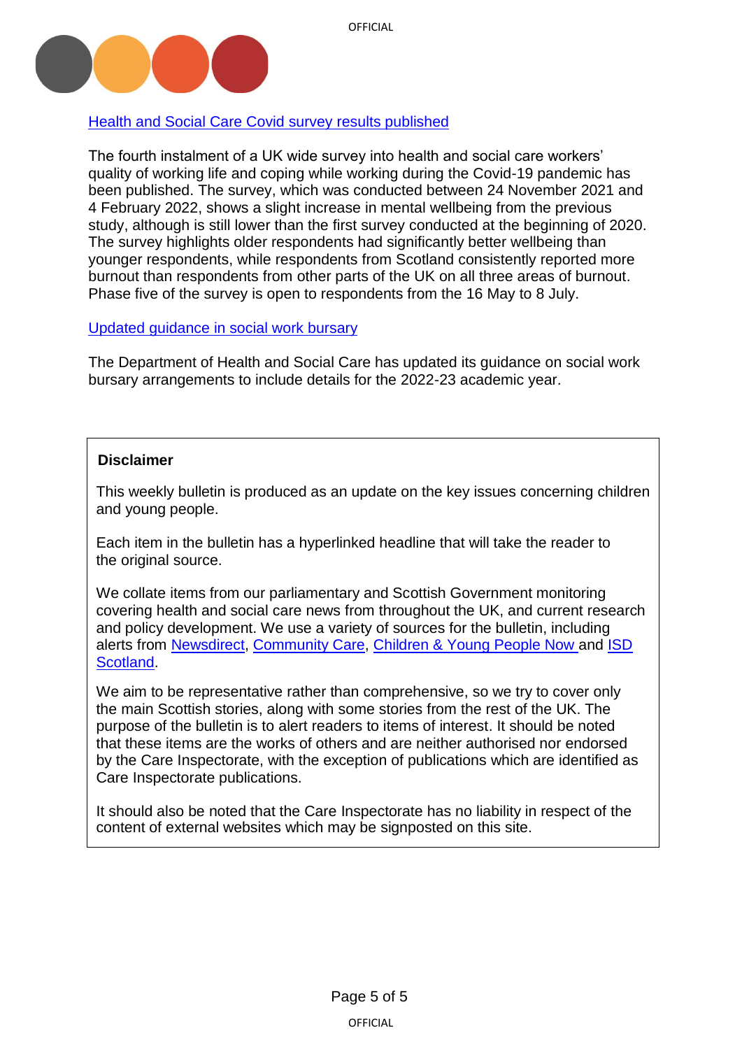[Health and Social Care Covid survey results published]

The fourth instalment of a UK wide survey into health and social care workers' quality of working life and coping while working during the Covid-19 pandemic has been published. The survey, which was conducted between 24 November 2021 and 4 February 2022, shows a slight increase in mental wellbeing from the previous study, although is still lower than the first survey conducted at the beginning of 2020. The survey highlights older respondents had significantly better wellbeing than younger respondents, while respondents from Scotland consistently reported more burnout than respondents from other parts of the UK on all three areas of burnout. Phase five of the survey is open to respondents from the 16 May to 8 July.

[Updated guidance in social work bursary]

The Department of Health and Social Care has updated its guidance on social work bursary arrangements to include details for the 2022-23 academic year.

**Disclaimer**

This weekly bulletin is produced as an update on the key issues concerning children and young people.

Each item in the bulletin has a hyperlinked headline that will take the reader to the original source.

We collate items from our parliamentary and Scottish Government monitoring covering health and social care news from throughout the UK, and current research and policy development. We use a variety of sources for the bulletin, including alerts from Newsdirect, Community Care, Children & Young People Now and ISD Scotland.

We aim to be representative rather than comprehensive, so we try to cover only the main Scottish stories, along with some stories from the rest of the UK. The purpose of the bulletin is to alert readers to items of interest. It should be noted that these items are the works of others and are neither authorised nor endorsed by the Care Inspectorate, with the exception of publications which are identified as Care Inspectorate publications.

It should also be noted that the Care Inspectorate has no liability in respect of the content of external websites which may be signposted on this site.